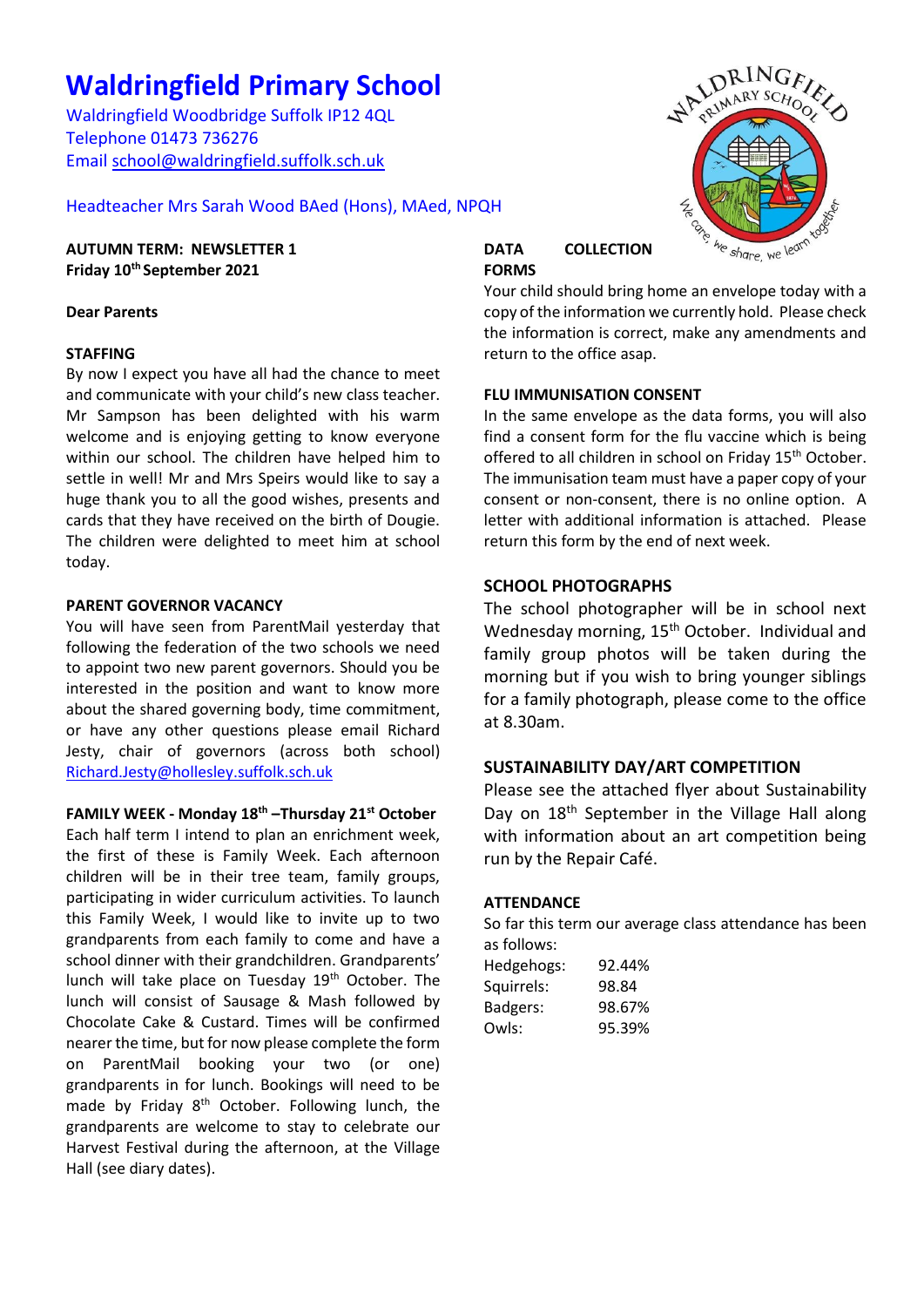# Waldringfield Primary School

Waldringfield Woodbridge Suffolk IP12 4QL
Telephone 01473 736276
Email school@waldringfield.suffolk.sch.uk

Headteacher Mrs Sarah Wood BAed (Hons), MAed, NPQH

**AUTUMN TERM: NEWSLETTER 1**
**Friday 10th September 2021**

**Dear Parents**

**STAFFING**

By now I expect you have all had the chance to meet and communicate with your child's new class teacher. Mr Sampson has been delighted with his warm welcome and is enjoying getting to know everyone within our school. The children have helped him to settle in well! Mr and Mrs Speirs would like to say a huge thank you to all the good wishes, presents and cards that they have received on the birth of Dougie. The children were delighted to meet him at school today.

**PARENT GOVERNOR VACANCY**

You will have seen from ParentMail yesterday that following the federation of the two schools we need to appoint two new parent governors. Should you be interested in the position and want to know more about the shared governing body, time commitment, or have any other questions please email Richard Jesty, chair of governors (across both school) Richard.Jesty@hollesley.suffolk.sch.uk

**FAMILY WEEK - Monday 18th –Thursday 21st October**

Each half term I intend to plan an enrichment week, the first of these is Family Week. Each afternoon children will be in their tree team, family groups, participating in wider curriculum activities. To launch this Family Week, I would like to invite up to two grandparents from each family to come and have a school dinner with their grandchildren. Grandparents' lunch will take place on Tuesday 19th October. The lunch will consist of Sausage & Mash followed by Chocolate Cake & Custard. Times will be confirmed nearer the time, but for now please complete the form on ParentMail booking your two (or one) grandparents in for lunch. Bookings will need to be made by Friday 8th October. Following lunch, the grandparents are welcome to stay to celebrate our Harvest Festival during the afternoon, at the Village Hall (see diary dates).

**DATA COLLECTION FORMS**

Your child should bring home an envelope today with a copy of the information we currently hold. Please check the information is correct, make any amendments and return to the office asap.

**FLU IMMUNISATION CONSENT**

In the same envelope as the data forms, you will also find a consent form for the flu vaccine which is being offered to all children in school on Friday 15th October. The immunisation team must have a paper copy of your consent or non-consent, there is no online option. A letter with additional information is attached. Please return this form by the end of next week.

**SCHOOL PHOTOGRAPHS**

The school photographer will be in school next Wednesday morning, 15th October. Individual and family group photos will be taken during the morning but if you wish to bring younger siblings for a family photograph, please come to the office at 8.30am.

**SUSTAINABILITY DAY/ART COMPETITION**

Please see the attached flyer about Sustainability Day on 18th September in the Village Hall along with information about an art competition being run by the Repair Café.

**ATTENDANCE**

So far this term our average class attendance has been as follows:

| | |
|---|---|
| Hedgehogs: | 92.44% |
| Squirrels: | 98.84 |
| Badgers: | 98.67% |
| Owls: | 95.39% |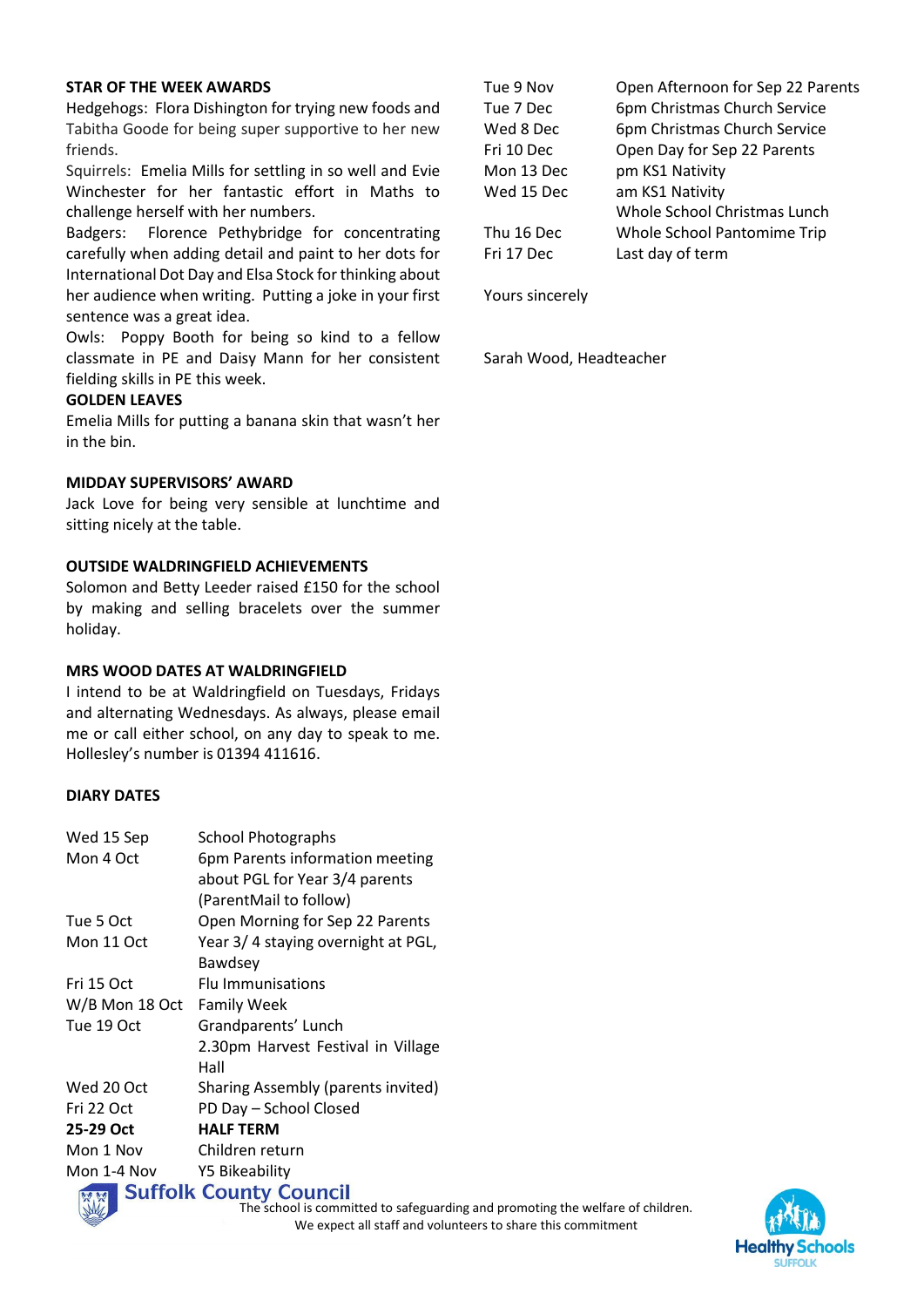**STAR OF THE WEEK AWARDS**

Hedgehogs: Flora Dishington for trying new foods and Tabitha Goode for being super supportive to her new friends.

Squirrels: Emelia Mills for settling in so well and Evie Winchester for her fantastic effort in Maths to challenge herself with her numbers.

Badgers: Florence Pethybridge for concentrating carefully when adding detail and paint to her dots for International Dot Day and Elsa Stock for thinking about her audience when writing. Putting a joke in your first sentence was a great idea.

Owls: Poppy Booth for being so kind to a fellow classmate in PE and Daisy Mann for her consistent fielding skills in PE this week.

**GOLDEN LEAVES**

Emelia Mills for putting a banana skin that wasn't her in the bin.

**MIDDAY SUPERVISORS' AWARD**

Jack Love for being very sensible at lunchtime and sitting nicely at the table.

**OUTSIDE WALDRINGFIELD ACHIEVEMENTS**

Solomon and Betty Leeder raised £150 for the school by making and selling bracelets over the summer holiday.

**MRS WOOD DATES AT WALDRINGFIELD**

I intend to be at Waldringfield on Tuesdays, Fridays and alternating Wednesdays. As always, please email me or call either school, on any day to speak to me. Hollesley's number is 01394 411616.

**DIARY DATES**

| | |
|---|---|
| Wed 15 Sep | School Photographs |
| Mon 4 Oct | 6pm Parents information meeting about PGL for Year 3/4 parents (ParentMail to follow) |
| Tue 5 Oct | Open Morning for Sep 22 Parents |
| Mon 11 Oct | Year 3/ 4 staying overnight at PGL, Bawdsey |
| Fri 15 Oct | Flu Immunisations |
| W/B Mon 18 Oct | Family Week |
| Tue 19 Oct | Grandparents' Lunch<br>2.30pm Harvest Festival in Village Hall |
| Wed 20 Oct | Sharing Assembly (parents invited) |
| Fri 22 Oct | PD Day – School Closed |
| **25-29 Oct** | **HALF TERM** |
| Mon 1 Nov | Children return |
| Mon 1-4 Nov | Y5 Bikeability |
| Tue 9 Nov | Open Afternoon for Sep 22 Parents |
| Tue 7 Dec | 6pm Christmas Church Service |
| Wed 8 Dec | 6pm Christmas Church Service |
| Fri 10 Dec | Open Day for Sep 22 Parents |
| Mon 13 Dec | pm KS1 Nativity |
| Wed 15 Dec | am KS1 Nativity<br>Whole School Christmas Lunch |
| Thu 16 Dec | Whole School Pantomime Trip |
| Fri 17 Dec | Last day of term |

Yours sincerely

Sarah Wood, Headteacher

Suffolk County Council

The school is committed to safeguarding and promoting the welfare of children.
We expect all staff and volunteers to share this commitment

Healthy Schools SUFFOLK